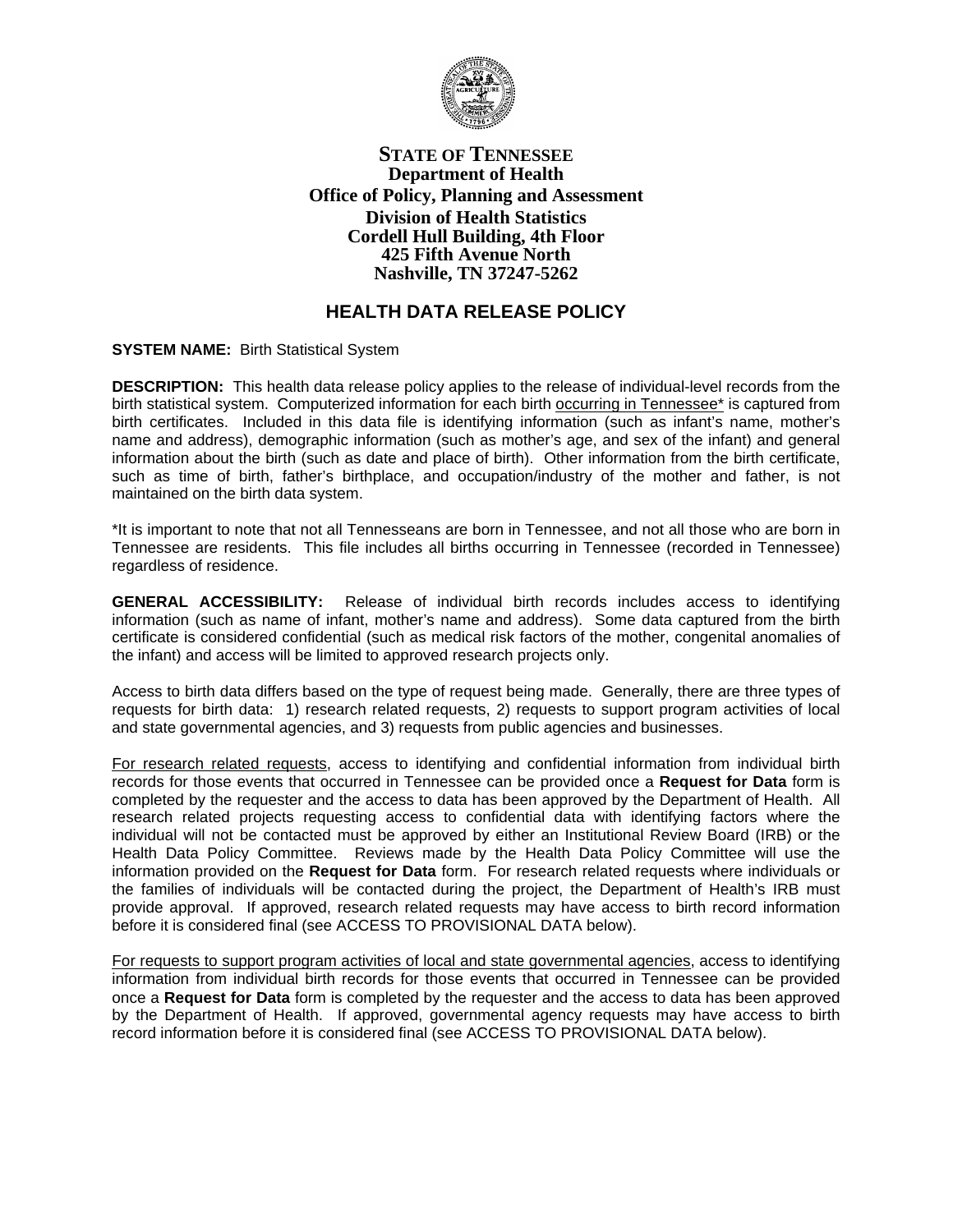**STATE OF TENNESSEE**
**Department of Health**
**Office of Policy, Planning and Assessment**
**Division of Health Statistics**
**Cordell Hull Building, 4th Floor**
**425 Fifth Avenue North**
**Nashville, TN 37247-5262**

# HEALTH DATA RELEASE POLICY

**SYSTEM NAME:** Birth Statistical System

**DESCRIPTION:** This health data release policy applies to the release of individual-level records from the birth statistical system. Computerized information for each birth occurring in Tennessee* is captured from birth certificates. Included in this data file is identifying information (such as infant's name, mother's name and address), demographic information (such as mother's age, and sex of the infant) and general information about the birth (such as date and place of birth). Other information from the birth certificate, such as time of birth, father's birthplace, and occupation/industry of the mother and father, is not maintained on the birth data system.

*It is important to note that not all Tennesseans are born in Tennessee, and not all those who are born in Tennessee are residents. This file includes all births occurring in Tennessee (recorded in Tennessee) regardless of residence.

**GENERAL ACCESSIBILITY:** Release of individual birth records includes access to identifying information (such as name of infant, mother's name and address). Some data captured from the birth certificate is considered confidential (such as medical risk factors of the mother, congenital anomalies of the infant) and access will be limited to approved research projects only.

Access to birth data differs based on the type of request being made. Generally, there are three types of requests for birth data: 1) research related requests, 2) requests to support program activities of local and state governmental agencies, and 3) requests from public agencies and businesses.

For research related requests, access to identifying and confidential information from individual birth records for those events that occurred in Tennessee can be provided once a **Request for Data** form is completed by the requester and the access to data has been approved by the Department of Health. All research related projects requesting access to confidential data with identifying factors where the individual will not be contacted must be approved by either an Institutional Review Board (IRB) or the Health Data Policy Committee. Reviews made by the Health Data Policy Committee will use the information provided on the **Request for Data** form. For research related requests where individuals or the families of individuals will be contacted during the project, the Department of Health's IRB must provide approval. If approved, research related requests may have access to birth record information before it is considered final (see ACCESS TO PROVISIONAL DATA below).

For requests to support program activities of local and state governmental agencies, access to identifying information from individual birth records for those events that occurred in Tennessee can be provided once a **Request for Data** form is completed by the requester and the access to data has been approved by the Department of Health. If approved, governmental agency requests may have access to birth record information before it is considered final (see ACCESS TO PROVISIONAL DATA below).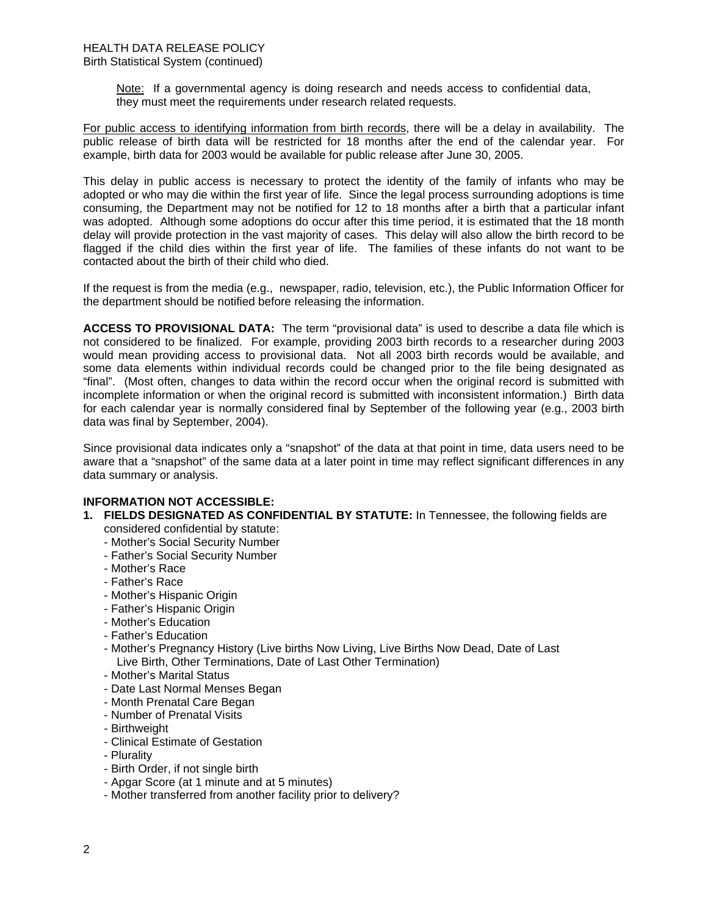Note: If a governmental agency is doing research and needs access to confidential data, they must meet the requirements under research related requests.

For public access to identifying information from birth records, there will be a delay in availability. The public release of birth data will be restricted for 18 months after the end of the calendar year. For example, birth data for 2003 would be available for public release after June 30, 2005.

This delay in public access is necessary to protect the identity of the family of infants who may be adopted or who may die within the first year of life. Since the legal process surrounding adoptions is time consuming, the Department may not be notified for 12 to 18 months after a birth that a particular infant was adopted. Although some adoptions do occur after this time period, it is estimated that the 18 month delay will provide protection in the vast majority of cases. This delay will also allow the birth record to be flagged if the child dies within the first year of life. The families of these infants do not want to be contacted about the birth of their child who died.

If the request is from the media (e.g., newspaper, radio, television, etc.), the Public Information Officer for the department should be notified before releasing the information.

**ACCESS TO PROVISIONAL DATA:** The term "provisional data" is used to describe a data file which is not considered to be finalized. For example, providing 2003 birth records to a researcher during 2003 would mean providing access to provisional data. Not all 2003 birth records would be available, and some data elements within individual records could be changed prior to the file being designated as "final". (Most often, changes to data within the record occur when the original record is submitted with incomplete information or when the original record is submitted with inconsistent information.) Birth data for each calendar year is normally considered final by September of the following year (e.g., 2003 birth data was final by September, 2004).

Since provisional data indicates only a "snapshot" of the data at that point in time, data users need to be aware that a "snapshot" of the same data at a later point in time may reflect significant differences in any data summary or analysis.

**INFORMATION NOT ACCESSIBLE:**

1. **FIELDS DESIGNATED AS CONFIDENTIAL BY STATUTE:** In Tennessee, the following fields are considered confidential by statute:
   - Mother's Social Security Number
   - Father's Social Security Number
   - Mother's Race
   - Father's Race
   - Mother's Hispanic Origin
   - Father's Hispanic Origin
   - Mother's Education
   - Father's Education
   - Mother's Pregnancy History (Live births Now Living, Live Births Now Dead, Date of Last Live Birth, Other Terminations, Date of Last Other Termination)
   - Mother's Marital Status
   - Date Last Normal Menses Began
   - Month Prenatal Care Began
   - Number of Prenatal Visits
   - Birthweight
   - Clinical Estimate of Gestation
   - Plurality
   - Birth Order, if not single birth
   - Apgar Score (at 1 minute and at 5 minutes)
   - Mother transferred from another facility prior to delivery?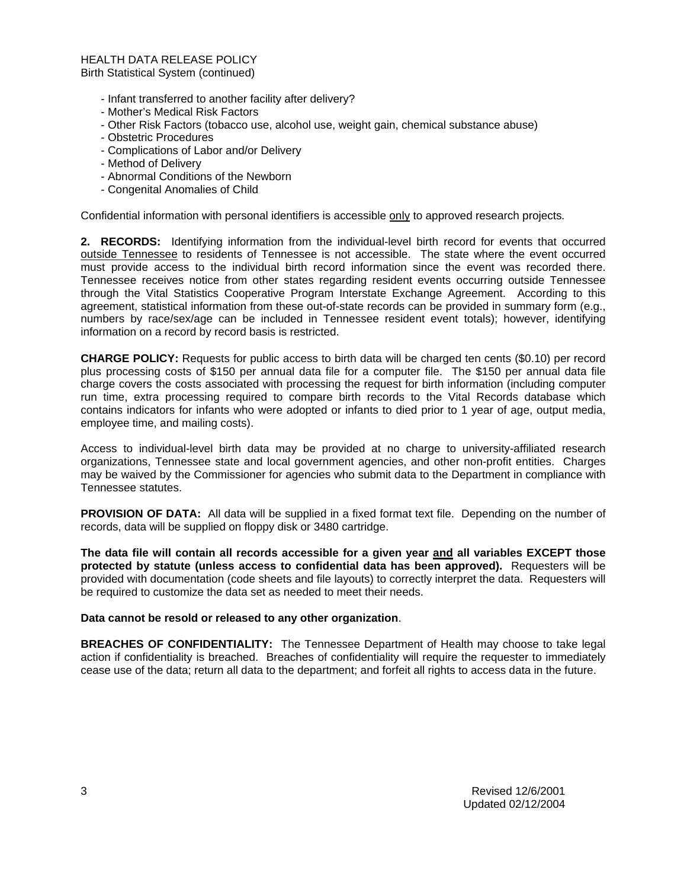HEALTH DATA RELEASE POLICY
Birth Statistical System (continued)

- Infant transferred to another facility after delivery?
- Mother's Medical Risk Factors
- Other Risk Factors (tobacco use, alcohol use, weight gain, chemical substance abuse)
- Obstetric Procedures
- Complications of Labor and/or Delivery
- Method of Delivery
- Abnormal Conditions of the Newborn
- Congenital Anomalies of Child

Confidential information with personal identifiers is accessible only to approved research projects.

**2. RECORDS:** Identifying information from the individual-level birth record for events that occurred outside Tennessee to residents of Tennessee is not accessible. The state where the event occurred must provide access to the individual birth record information since the event was recorded there. Tennessee receives notice from other states regarding resident events occurring outside Tennessee through the Vital Statistics Cooperative Program Interstate Exchange Agreement. According to this agreement, statistical information from these out-of-state records can be provided in summary form (e.g., numbers by race/sex/age can be included in Tennessee resident event totals); however, identifying information on a record by record basis is restricted.

**CHARGE POLICY:** Requests for public access to birth data will be charged ten cents ($0.10) per record plus processing costs of $150 per annual data file for a computer file. The $150 per annual data file charge covers the costs associated with processing the request for birth information (including computer run time, extra processing required to compare birth records to the Vital Records database which contains indicators for infants who were adopted or infants to died prior to 1 year of age, output media, employee time, and mailing costs).

Access to individual-level birth data may be provided at no charge to university-affiliated research organizations, Tennessee state and local government agencies, and other non-profit entities. Charges may be waived by the Commissioner for agencies who submit data to the Department in compliance with Tennessee statutes.

**PROVISION OF DATA:** All data will be supplied in a fixed format text file. Depending on the number of records, data will be supplied on floppy disk or 3480 cartridge.

**The data file will contain all records accessible for a given year and all variables EXCEPT those protected by statute (unless access to confidential data has been approved).** Requesters will be provided with documentation (code sheets and file layouts) to correctly interpret the data. Requesters will be required to customize the data set as needed to meet their needs.

**Data cannot be resold or released to any other organization**.

**BREACHES OF CONFIDENTIALITY:** The Tennessee Department of Health may choose to take legal action if confidentiality is breached. Breaches of confidentiality will require the requester to immediately cease use of the data; return all data to the department; and forfeit all rights to access data in the future.

Revised 12/6/2001
Updated 02/12/2004